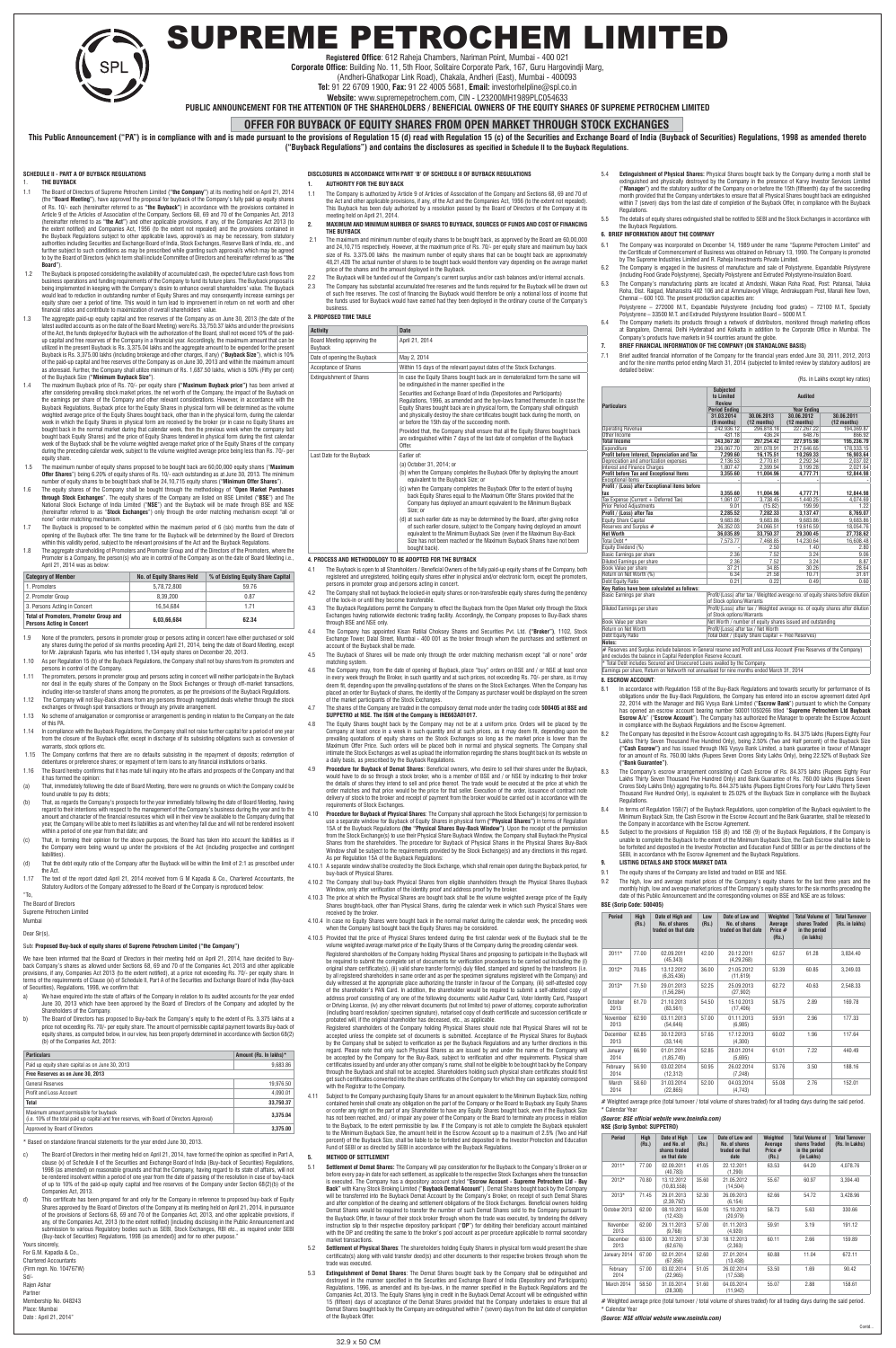# SUPREME PETROCHEM LIMITED

**Registered Office:** 612 Raheja Chambers, Nariman Point, Mumbai - 400 021

**Corporate Office:** Building No. 11, 5th Floor, Solitaire Corporate Park, 167, Guru Hargovindji Marg, (Andheri-Ghatkopar Link Road), Chakala, Andheri (East), Mumbai - 400093

**Tel:** 91 22 6709 1900, **Fax:** 91 22 4005 5681, **Email:** investorhelpline@spl.co.in

**Website:** www.supremepetrochem.com, CIN - L23200MH1989PLC054633

**PUBLIC ANNOUNCEMENT FOR THE ATTENTION OF THE SHAREHOLDERS / BENEFICIAL OWNERS OF THE EQUITY SHARES OF SUPREME PETROCHEM LIMITED**

## OFFER FOR BUYBACK OF EQUITY SHARES FROM OPEN MARKET THROUGH STOCK EXCHANGES

**This Public Announcement ("PA") is in compliance with and is made pursuant to the provisions of Regulation 15 (d) read with Regulation 15 (c) of the Securities and Exchange Board of India (Buyback of Securities) Regulations, 1998 as amended thereto ("Buyback Regulations") and contains the disclosures as specified in Schedule II to the Buyback Regulations.**

### SCHEDULE II - PART A OF BUYBACK REGULATIONS

**1. THE BUYBACK**

1.1 The Board of Directors of Supreme Petrochem Limited (**"the Company"**) at its meeting held on April 21, 2014 (the **"Board Meeting"**), have approved the proposal for buyback of the Company's fully paid-up equity shares of Rs. 10/- each (hereinafter referred to as **"the Buyback"**) in accordance with the provisions contained in Article 9 of the Articles of Association of the Company, Sections 68, 69 and 70 of the Companies Act, 2013 (hereinafter referred to as **"the Act"**) and other applicable provisions, if any, of the Companies Act 2013 (to the extent notified) and Companies Act, 1956 (to the extent not repealed) and the provisions contained in the Buyback Regulations subject to other applicable laws, approval/s as may be necessary, from statutory authorities including Securities and Exchange Board of India, Stock Exchanges, Reserve Bank of India, etc., and further subject to such conditions as may be prescribed while granting such approval/s which may be agreed to by the Board of Directors (which term shall include Committee of Directors and hereinafter referred to as **"the Board"**).

1.2 The Buyback is proposed considering the availability of accumulated cash, the expected future cash flows from business operations and funding requirements of the Company to fund its future plans. The Buyback proposal is being implemented in keeping with the Company's desire to enhance overall shareholders' value. The Buyback would lead to reduction in outstanding number of Equity Shares and may consequently increase earnings per equity share over a period of time. This would in turn lead to improvement in return on net worth and other financial ratios and contribute to maximization of overall shareholders' value.

1.3 The aggregate paid-up equity capital and free reserves of the Company as on June 30, 2013 (the date of the latest audited accounts as on the date of the Board Meeting) were Rs. 33,750.37 lakhs and under the provisions of the Act, the funds deployed for Buyback with the authorization of the Board, shall not exceed 10% of the paid-up capital and free reserves of the Company in a financial year. Accordingly, the maximum amount that can be utilized in the present Buyback is Rs. 3,375.04 lakhs and the aggregate amount to be expended for the present Buyback is Rs. 3,375.00 lakhs (including brokerage and other charges, if any) (**"Buyback Size"**), which is 10% of the paid-up capital and free reserves of the Company as on June 30, 2013 and within the maximum amount as aforesaid. Further, the Company shall utilize minimum of Rs. 1,687.50 lakhs, which is 50% (Fifty per cent) of the Buyback Size (**"Minimum Buyback Size"**).

1.4 The maximum Buyback price of Rs. 70/- per equity share (**"Maximum Buyback price"**) has been arrived at after considering prevailing stock market prices, the net worth of the Company, the impact of the Buyback on the earnings per share of the Company and other relevant considerations. However, in accordance with the Buyback Regulations, Buyback price for the Equity Shares in physical form will be determined as the volume weighted average price of the Equity Shares bought back, other than in the physical form, during the calendar week in which the Equity Shares in physical form are received by the broker (or in case no Equity Shares are bought back in the normal market during that calendar week, then the previous week when the company last bought back Equity Shares) and the price of Equity Shares tendered in physical form during the first calendar week of the Buyback shall be the volume weighted average market price of the Equity Shares of the company during the preceding calendar week, subject to the volume weighted average price being less than Rs. 70/- per equity share.

1.5 The maximum number of equity shares proposed to be bought back are 60,00,000 equity shares (**"Maximum Offer Shares"**) being 6.20% of equity shares of Rs. 10/- each outstanding as at June 30, 2013. The minimum number of equity shares to be bought back shall be 24,10,715 equity shares (**"Minimum Offer Shares"**).

1.6 The equity shares of the Company shall be bought through the methodology of **"Open Market Purchases through Stock Exchanges"**. The equity shares of the Company are listed on BSE Limited (**"BSE"**) and The National Stock Exchange of India Limited (**"NSE"**) and the Buyback will be made through BSE and NSE (hereinafter referred to as **"Stock Exchanges"**) only through the order matching mechanism except "all or none" order matching mechanism.

1.7 The Buyback is proposed to be completed within the maximum period of 6 (six) months from the date of opening of the Buyback offer. The time frame for the Buyback will be determined by the Board of Directors within this validity period, subject to the relevant provisions of the Act and the Buyback Regulations.

1.8 The aggregate shareholding of Promoters and Promoter Group and of the Directors of the Promoters, where the Promoter is a Company, the person(s) who are in control of the Company as on the date of Board Meeting i.e., April 21, 2014 was as below:

| Category of Member | No. of Equity Shares Held | % of Existing Equity Share Capital |
|---|---|---|
| 1. Promoters | 5,78,72,800 | 59.76 |
| 2. Promoter Group | 8,39,200 | 0.87 |
| 3. Persons Acting in Concert | 16,54,684 | 1.71 |
| **Total of Promoters, Promoter Group and Persons Acting in Concert** | **6,03,66,684** | **62.34** |

1.9 None of the promoters, persons in promoter group or persons acting in concert have either purchased or sold any shares during the period of six months preceding April 21, 2014, being the date of Board Meeting, except for Mr. Jaiprakash Taparia, who has inherited 1,134 equity shares on December 20, 2013.

1.10 As per Regulation 15 (b) of the Buyback Regulations, the Company shall not buy shares from its promoters and persons in control of the Company.

1.11 The promoters, persons in promoter group and persons acting in concert will neither participate in the Buyback nor deal in the equity shares of the Company on the Stock Exchanges or through off-market transactions, including inter-se transfer of shares among the promoters, as per the provisions of the Buyback Regulations.

1.12 The Company will not Buy-Back shares from any persons through negotiated deals whether through the stock exchanges or through spot transactions or through any private arrangement.

1.13 No scheme of amalgamation or compromise or arrangement is pending in relation to the Company on the date of this PA.

1.14 In compliance with the Buyback Regulations, the Company shall not raise further capital for a period of one year from the closure of the Buyback offer, except in discharge of its subsisting obligations such as conversion of warrants, stock options etc.

1.15 The Company confirms that there are no defaults subsisting in the repayment of deposits; redemption of debentures or preference shares; or repayment of term loans to any financial institutions or banks.

1.16 The Board hereby confirms that it has made full inquiry into the affairs and prospects of the Company and that it has formed the opinion:

(a) That, immediately following the date of Board Meeting, there were no grounds on which the Company could be found unable to pay its debts;

(b) That, as regards the Company's prospects for the year immediately following the date of Board Meeting, having regard to their intentions with respect to the management of the Company's business during the year and to the amount and character of the financial resources which will in their view be available to the Company during that year, the Company will be able to meet its liabilities as and when they fall due and will not be rendered insolvent within a period of one year from that date; and

(c) That, in forming their opinion for the above purposes, the Board has taken into account the liabilities as if the Company were being wound up under the provisions of the Act (including prospective and contingent liabilities).

(d) That the debt equity ratio of the Company after the Buyback will be within the limit of 2:1 as prescribed under the Act.

1.17 The text of the report dated April 21, 2014 received from G M Kapadia & Co., Chartered Accountants, the Statutory Auditors of the Company addressed to the Board of the Company is reproduced below:

"To,

The Board of Directors

Supreme Petrochem Limited

Mumbai

Dear Sir(s),

Sub: **Proposed Buy-back of equity shares of Supreme Petrochem Limited ("the Company")**

We have been informed that the Board of Directors in their meeting held on April 21, 2014, have decided to Buy-back Company's shares as allowed under Sections 68, 69 and 70 of the Companies Act, 2013 and other applicable provisions, if any, Companies Act 2013 (to the extent notified), at a price not exceeding Rs. 70/- per equity share. In terms of the requirements of Clause (xi) of Schedule II, Part A of the Securities and Exchange Board of India (Buy-back of Securities), Regulations, 1998, we confirm that:

a) We have enquired into the state of affairs of the Company in relation to its audited accounts for the year ended June 30, 2013 which have been approved by the Board of Directors of the Company and adopted by the Shareholders of the Company.

b) The Board of Directors has proposed to Buy-back the Company's equity to the extent of Rs. 3,375 lakhs at a price not exceeding Rs. 70/- per equity share. The amount of permissible capital payment towards Buy-back of equity shares, as computed below, in our view, has been properly determined in accordance with Section 68(2) (b) of the Companies Act, 2013:

| Particulars | Amount (Rs. In lakhs)* |
|---|---|
| Paid up equity share capital as on June 30, 2013 | 9,683.86 |
| **Free Reserves as on June 30, 2013** | |
| General Reserves | 19,976.50 |
| Profit and Loss Account | 4,090.01 |
| **Total** | **33,750.37** |
| Maximum amount permissible for buyback (i.e. 10% of the total paid-up capital and free reserves, with Board of Directors Approval) | 3,375.04 |
| Approved by Board of Directors | 3,375.00 |

* Based on standalone financial statements for the year ended June 30, 2013.

c) The Board of Directors in their meeting held on April 21, 2014, have formed the opinion as specified in Part A, clause (x) of Schedule II of the Securities and Exchange Board of India (Buy-back of Securities) Regulations, 1998 (as amended) on reasonable grounds and that the Company, having regard to its state of affairs, will not be rendered insolvent within a period of one year from the date of passing of the resolution in case of buy-back of up to 10% of the paid-up equity capital and free reserves of the Company under section 68(2)(b) of the Companies Act, 2013.

d) This certificate has been prepared for and only for the Company in reference to proposed buy-back of Equity Shares approved by the Board of Directors of the Company at its meeting held on April 21, 2014, in pursuance of the provisions of sections 68, 69 and 70 of the Companies Act, 2013, and other applicable provisions, if any, of the Companies Act, 2013 (to the extent notified) (including disclosing in the Public Announcement and submission to various Regulatory bodies such as SEBI, Stock Exchanges, RBI etc., as required under SEBI (Buy-back of Securities) Regulations, 1998 (as amended)) and for no other purpose."

Yours sincerely,

For G.M. Kapadia & Co.,

Chartered Accountants

(Firm regn. No. 104767W)

Sd/-

Rajen Ashar

Partner

Membership No. 048243

Place: Mumbai

Date : April 21, 2014"

### DISCLOSURES IN ACCORDANCE WITH PART 'B' OF SCHEDULE II OF BUYBACK REGULATIONS

**1. AUTHORITY FOR THE BUY BACK**

1.1 The Company is authorized by Article 9 of Articles of Association of the Company and Sections 68, 69 and 70 of the Act and other applicable provisions, if any, of the Act and the Companies Act, 1956 (to the extent not repealed). This Buyback has been duly authorized by a resolution passed by the Board of Directors of the Company at its meeting held on April 21, 2014.

**2. MAXIMUM AND MINIMUM NUMBER OF SHARES TO BUYBACK, SOURCES OF FUNDS AND COST OF FINANCING THE BUYBACK**

2.1 The maximum and minimum number of equity shares to be bought back, as approved by the Board are 60,00,000 and 24,10,715 respectively. However, at the maximum price of Rs. 70/- per equity share and maximum buy back size of Rs. 3,375.00 lakhs the maximum number of equity shares that can be bought back are approximately 48,21,428 The actual number of shares to be bought back would therefore vary depending on the average market price of the shares and the amount deployed in the Buyback.

2.2 The Buyback will be funded out of the Company's current surplus and/or cash balances and/or internal accruals.

2.3 The Company has substantial accumulated free reserves and the funds required for the Buyback will be drawn out of such free reserves. The cost of financing the Buyback would therefore be only a notional loss of income that the funds used for Buyback would have earned had they been deployed in the ordinary course of the Company's business.

**3. PROPOSED TIME TABLE**

| Activity | Date |
|---|---|
| Board Meeting approving the Buyback | April 21, 2014 |
| Date of opening the Buyback | May 2, 2014 |
| Acceptance of Shares | Within 15 days of the relevant payout dates of the Stock Exchanges. |
| Extinguishment of Shares | In case the Equity Shares bought back are in dematerialized form the same will be extinguished in the manner specified in the Securities and Exchange Board of India (Depositories and Participants) Regulations, 1996, as amended and the bye-laws framed thereunder. In case the Equity Shares bought back are in physical form, the Company shall extinguish and physically destroy the Equity Share certificates bought back during the month, on or before the 15th day of the succeeding month. Provided that, the Company shall ensure that all the Equity Shares bought back are extinguished within 7 days of the last date of completion of the Buyback Offer. |
| Last Date for the Buyback | Earlier of: (a) October 31, 2014; or (b) when the Company completes the Buyback Offer by deploying the amount equivalent to the Buyback Size; or (c) when the Company completes the Buyback Offer to the extent of buying back Equity Shares equal to the Maximum Offer Shares provided that the Company has deployed an amount equivalent to the Minimum Buyback Size; or (d) at such earlier date as may be determined by the Board, after giving notice of such earlier closure, subject to the Company having deployed an amount equivalent to the Minimum Buyback Size (even if the Maximum Buy-Back Size has not been reached or the Maximum Buyback Shares have not been bought back). |

**4. PROCESS AND METHODOLOGY TO BE ADOPTED FOR THE BUYBACK**

4.1 The Buyback is open to all Shareholders / Beneficial Owners of the fully paid-up equity shares of the Company, both registered and unregistered, holding equity shares either in physical and/or electronic form, except the promoters, persons in promoter group and persons acting in concert.

4.2 The Company shall not buyback the locked-in equity shares or non-transferable equity shares during the pendency of the lock-in or until they become transferable.

4.3 The Buyback Regulations permit the Company to effect the Buyback from the Open Market only through the Stock Exchanges having nationwide electronic trading facility. Accordingly, the Company proposes to Buy-Back shares through BSE and NSE only.

4.4 The Company has appointed Kisan Ratilal Choksey Shares and Securities Pvt. Ltd. (**"Broker"**), 1102, Stock Exchange Tower, Dalal Street, Mumbai - 400 001 as the broker through whom the purchases and settlement on account of the Buyback shall be made.

4.5 The Buyback of Shares will be made only through the order matching mechanism except "all or none" order matching system.

4.6 The Company may, from the date of opening of Buyback, place "buy" orders on BSE and / or NSE at least once in every week through the Broker, in such quantity and at such prices, not exceeding Rs. 70/- per share, as it may deem fit, depending upon the prevailing quotations of the shares on the Stock Exchanges. When the Company has placed an order for Buyback of shares, the identity of the Company as purchaser would be displayed on the screen of the market participants of the Stock Exchanges.

4.7 The shares of the Company are traded in the compulsory demat mode under the trading code **500405 at BSE and SUPPETRO at NSE. The ISIN of the Company is INE663A01017.**

4.8 The Equity Shares bought back by the Company may not be at a uniform price. Orders will be placed by the Company at least once in a week in such quantity and at such prices, as it may deem fit, depending upon the prevailing quotations of equity shares on the Stock Exchanges so long as the market price is lower than the Maximum Offer Price. Such orders will be placed both in normal and physical segments. The Company shall intimate the Stock Exchanges as well as upload the information regarding the shares bought back on its website on a daily basis, as prescribed by the Buyback Regulations.

4.9 **Procedure for Buyback of Demat Shares:** Beneficial owners, who desire to sell their shares under the Buyback, would have to do so through a stock broker, who is a member of BSE and / or NSE by indicating to their broker the details of shares they intend to sell and price thereof. The trade would be executed at the price at which the order matches and that price would be the price for that seller. Execution of the order, issuance of contract note delivery of stock to the broker and receipt of payment from the broker would be carried out in accordance with the requirements of Stock Exchanges.

4.10 **Procedure for Buyback of Physical Shares:** The Company shall approach the Stock Exchange(s) for permission to use a separate window for Buyback of Equity Shares in physical form (**"Physical Shares"**) in terms of Regulation 15A of the Buyback Regulations (**the "Physical Shares Buy-Back Window"**). Upon the receipt of the permission from the Stock Exchange(s) to use their Physical Share Buyback Window, the Company shall Buyback the Physical Shares from the shareholders. The procedure for Buyback of Physical Shares in the Physical Shares Buy-Back Window shall be subject to the requirements provided by the Stock Exchange(s) and any directions in this regard. As per Regulation 15A of the Buyback Regulations:

4.10.1 A separate window shall be created by the Stock Exchange, which shall remain open during the Buyback period, for buy-back of Physical Shares.

4.10.2 The Company shall buy-back Physical Shares from eligible shareholders through the Physical Shares Buyback Window, only after verification of the identity proof and address proof by the broker.

4.10.3 The price at which the Physical Shares are bought back shall be the volume weighted average price of Equity Shares bought-back, other than Physical Shares, during the calendar week in which such Physical Shares were received by the broker.

4.10.4 In case no Equity Shares were bought back in the normal market during the calendar week, the preceding week when the Company last bought back the Equity Shares may be considered.

4.10.5 Provided that the price of Physical Shares tendered during the first calendar week of the Buyback shall be the volume weighted average market price of the Equity Shares of the Company during the preceding calendar week.

Registered shareholders of the Company holding Physical Shares and proposing to participate in the Buyback will be required to submit the complete set of documents for verification procedures to be carried out including the (i) original share certificate(s), (ii) valid share transfer form(s) duly filled, stamped and signed by the transferors (i.e. by all registered shareholders in same order and as per the specimen signatures registered with the Company) and duly witnessed at the appropriate place authorizing the transfer in favour of the Company, (iii) self-attested copy of the shareholder's PAN Card, in addition, the shareholder would be required to submit a self-attested copy of address proof consisting of any one of the following documents; valid Aadhar Card, Voter Identity Card, Passport or Driving License, (iv) any other relevant documents (but not limited to) power of attorney, corporate authorization (including board resolution/ specimen signature), notarised copy of death certificate and succession certificate or probated will, if the original shareholder has deceased, etc., as applicable.

Registered shareholders of the Company holding Physical Shares should note that Physical Shares will not be accepted unless the complete set of documents is submitted. Acceptance of the Physical Shares for Buyback by the Company shall be subject to verification as per the Buyback Regulations and any further directions in this regard. Please note that only such Physical Shares as are issued by and under the name of the Company will be accepted by the Company for the Buy-Back, subject to verification and other requirements. Physical share certificates issued by and under any other company's name, shall not be eligible to be bought back by the Company through the Buyback and shall not be accepted. Shareholders holding such physical share certificates should first get such certificates converted into the share certificates of the Company for which they can separately correspond with the Registrar to the Company.

4.11 Subject to the Company purchasing Equity Shares for an amount equivalent to the Minimum Buyback Size, nothing contained herein shall create any obligation on the part of the Company or the Board to Buyback any Equity Shares or confer any right on the part of any Shareholder to have any Equity Shares bought back, even if the Buyback Size has not been reached, and / or impair any power of the Company or the Board to terminate any process in relation to the Buyback, to the extent permissible by law. If the Company is not able to complete the Buyback equivalent to the Minimum Buyback Size, the amount held in the Escrow Account up to a maximum of 2.5% (Two and Half percent) of the Buyback Size, shall be liable to be forfeited and deposited in the Investor Protection and Education Fund of SEBI or as directed by SEBI in accordance with the Buyback Regulations.

**5. METHOD OF SETTLEMENT**

5.1 **Settlement of Demat Shares:** The Company will pay consideration for the Buyback to the Company's Broker on or before every pay-in date for each settlement, as applicable to the respective Stock Exchanges where the transaction is executed. The Company has a depository account styled **"Escrow Account - Supreme Petrochem Ltd - Buy Back"** with Karvy Stock Broking Limited (**"Buyback Demat Account"**). Demat Shares bought back by the Company will be transferred into the Buyback Demat Account by the Company's Broker, on receipt of such Demat Shares and after completion of the clearing and settlement obligations of the Stock Exchanges. Beneficial owners holding Demat Shares would be required to transfer the number of such Demat Shares sold to the Company pursuant to the Buyback Offer, in favour of their stock broker through whom the trade was executed, by tendering the delivery instruction slip to their respective depository participant (**"DP"**) for debiting their beneficiary account maintained with the DP and crediting the same to the broker's pool account as per procedure applicable to normal secondary market transactions.

5.2 **Settlement of Physical Shares**: The shareholders holding Equity Shares in physical form would present the share certificate(s) along with valid transfer deed(s) and other documents to their respective brokers through whom the trade was executed.

5.3 **Extinguishment of Demat Shares:** The Demat Shares bought back by the Company shall be extinguished and destroyed in the manner specified in the Securities and Exchange Board of India (Depository and Participants) Regulations, 1996, as amended and its bye-laws, in the manner specified in the Buyback Regulations and the Companies Act, 2013. The Equity Shares lying in credit in the Buyback Demat Account will be extinguished within 15 (fifteen) days of acceptance of the Demat Shares provided that the Company undertakes to ensure that all Demat Shares bought back by the Company are extinguished within 7 (seven) days from the last date of completion of the Buyback Offer.

5.4 **Extinguishment of Physical Shares:** Physical Shares bought back by the Company during a month shall be extinguished and physically destroyed by the Company in the presence of Karvy Investor Services Limited (**"Manager"**) and the statutory auditor of the Company on or before the 15th (fifteenth) day of the succeeding month provided that the Company undertakes to ensure that all Physical Shares bought back are extinguished within 7 (seven) days from the last date of completion of the Buyback Offer, in compliance with the Buyback Regulations.

5.5 The details of equity shares extinguished shall be notified to SEBI and the Stock Exchanges in accordance with the Buyback Regulations.

**6. BRIEF INFORMATION ABOUT THE COMPANY**

6.1 The Company was incorporated on December 14, 1989 under the name "Supreme Petrochem Limited" and the Certificate of Commencement of Business was obtained on February 13, 1990. The Company is promoted by The Supreme Industries Limited and R. Raheja Investments Private Limited.

6.2 The Company is engaged in the business of manufacture and sale of Polystyrene, Expandable Polystyrene (including Food Grade Polystyrene), Specialty Polystyrene and Extruded Polystyrene-Insulation Board.

6.3 The Company's manufacturing plants are located at Amdoshi, Wakan Roha Road, Post: Patansai, Taluka Roha, Dist. Raigad, Maharashtra 402 106 and at Ammulavoyil Village, Andrakuppam Post, Manali New Town, Chennai – 600 103. The present production capacities are:

Polystyrene – 272000 M.T., Expandable Polystyrene (including food grades) – 72100 M.T., Specialty Polystyrene – 33500 M.T. and Extruded Polystyrene Insulation Board – 5000 M.T.

6.4 The Company markets its products through a network of distributors, monitored through marketing offices at Bangalore, Chennai, Delhi Hyderabad and Kolkatta in addition to the Corporate Office in Mumbai. The Company's products have markets in 94 countries around the globe.

**7. BRIEF FINANCIAL INFORMATION OF THE COMPANY (ON STANDALONE BASIS)**

7.1 Brief audited financial information of the Company for the financial years ended June 30, 2011, 2012, 2013 and for the nine months period ending March 31, 2014 (subjected to limited review by statutory auditors) are detailed below:

(Rs. in Lakhs except key ratios)

| Particulars | Subjected to Limited Review | Audited | | |
|---|---|---|---|---|
| | Period Ending | Year Ending | | |
| | 31.03.2014 (9 months) | 30.06.2013 (12 months) | 30.06.2012 (12 months) | 30.06.2011 (12 months) |
| Operating Revenue | 242,936.12 | 296,818.18 | 227,267.22 | 194,369.87 |
| Other Income | 431.18 | 436.24 | 648.76 | 866.92 |
| **Total Income** | **243,367.30** | **297,254.42** | **227,915.98** | **195,236.79** |
| Expenditure | 236,067.70 | 281,078.91 | 217,646.65 | 178,333.15 |
| **Profit before Interest, Depreciation and Tax** | **7,299.60** | **16,175.51** | **10,269.33** | **16,903.64** |
| Depreciation and amortization expenses | 2,136.53 | 2,770.61 | 2,292.34 | 2,037.02 |
| Interest and Finance Charges | 1,807.47 | 2,399.94 | 3,199.28 | 2,021.64 |
| **Profit before Tax and Exceptional Items** | **3,355.60** | **11,004.96** | **4,777.71** | **12,844.98** |
| Exceptional Items | - | - | - | - |
| **Profit / (Loss) after Exceptional items before tax** | **3,355.60** | **11,004.96** | **4,777.71** | **12,844.98** |
| Tax Expense (Current + Deferred Tax) | 1,061.07 | 3,738.45 | 1,440.25 | 4,074.69 |
| Prior Period Adjustments | 9.01 | (15.82) | 199.99 | 1.22 |
| **Profit / (Loss) after Tax** | **2,285.52** | **7,282.33** | **3,137.47** | **8,769.07** |
| Equity Share Capital | 9,683.86 | 9,683.86 | 9,683.86 | 9,683.86 |
| Reserves and Surplus # | 26,352.03 | 24,066.51 | 19,616.19 | 18,054.76 |
| **Net Worth** | **36,035.89** | **33,750.37** | **29,300.05** | **27,738.62** |
| Total Debt * | 7,573.77 | 7,468.85 | 14,250.60 | 16,608.49 |
| Equity Dividend (%) | - | 2.50 | 1.40 | 2.80 |
| Basic Earnings per share | 2.36 | 7.52 | 3.24 | 9.06 |
| Diluted Earnings per share | 2.36 | 7.52 | 3.24 | 8.87 |
| Book Value per share | 37.21 | 34.85 | 30.26 | 28.64 |
| Return on Net Worth (%) | 6.34 | 21.58 | 10.71 | 31.61 |
| Debt Equity Ratio | 0.21 | 0.22 | 0.49 | 0.60 |
| **Key Ratios have been calculated as follows:** | | | | |
| Basic Earnings per share | Profit/(Loss) after tax / Weighted average no. of equity shares before dilution of Stock options/Warrants | | | |
| Diluted Earnings per share | Profit/(Loss) after tax / Weighted average no. of equity shares after dilution of Stock options/Warrants | | | |
| Book Value per share | Net Worth / number of equity shares issued and outstanding | | | |
| Return on Net Worth | Profit/(Loss) after tax / Net Worth | | | |
| Debt Equity Ratio | Total Debt / (Equity Share Capital + Free Reserves) | | | |

**Notes:**

# Reserves and Surplus include balances in General reserve and Profit and Loss Account (Free Reserves of the Company) and excludes the balance in Capital Redemption Reserve Account.

* Total Debt includes Secured and Unsecured Loans availed by the Company.

Earnings per share, Return on Networth not annualised for nine months ended March 31, 2014

**8. ESCROW ACCOUNT:**

8.1 In accordance with Regulation 15B of the Buy-Back Regulations and towards security for performance of its obligations under the Buy-Back Regulations, the Company has entered into an escrow agreement dated April 22, 2014 with the Manager and ING Vysya Bank Limited (**"Escrow Bank"**) pursuant to which the Company has opened an escrow account bearing number 500011050266 titled **"Supreme Petrochem Ltd Buyback Escrow A/c"** (**"Escrow Account"**). The Company has authorized the Manager to operate the Escrow Account in compliance with the Buyback Regulations and the Escrow Agreement.

8.2 The Company has deposited in the Escrow Account cash aggregating to Rs. 84.375 lakhs (Rupees Eighty Four Lakhs Thirty Seven Thousand Five Hundred Only), being 2.50% (Two and Half percent) of the Buyback Size (**"Cash Escrow"**) and has issued through ING Vysya Bank Limited, a bank guarantee in favour of Manager for an amount of Rs. 760.00 lakhs (Rupees Seven Crores Sixty Lakhs Only), being 22.52% of Buyback Size (**"Bank Guarantee"**).

8.3 The Company's escrow arrangement consisting of Cash Escrow of Rs. 84.375 lakhs (Rupees Eighty Four Lakhs Thirty Seven Thousand Five Hundred Only) and Bank Guarantee of Rs. 760.00 lakhs (Rupees Seven Crores Sixty Lakhs Only) aggregating to Rs. 844.375 lakhs (Rupees Eight Crores Forty Four Lakhs Thirty Seven Thousand Five Hundred Only), is equivalent to 25.02% of the Buyback Size in compliance with the Buyback Regulations.

8.4 In terms of Regulation 15B(7) of the Buyback Regulations, upon completion of the Buyback equivalent to the Minimum Buyback Size, the Cash Escrow in the Escrow Account and the Bank Guarantee, shall be released to the Company in accordance with the Escrow Agreement.

8.5 Subject to the provisions of Regulation 15B (8) and 15B (9) of the Buyback Regulations, if the Company is unable to complete the Buyback to the extent of the Minimum Buyback Size, the Cash Escrow shall be liable to be forfeited and deposited in the Investor Protection and Education Fund of SEBI or as per the directions of the SEBI, in accordance with the Escrow Agreement and the Buyback Regulations.

**9. LISTING DETAILS AND STOCK MARKET DATA**

9.1 The equity shares of the Company are listed on BSE and NSE.

9.2 The high, low and average market prices of the Company's equity shares for the last three years and the monthly high, low and average market prices of the Company's equity shares for the six months preceding the date of this Public Announcement and the corresponding volumes on BSE and NSE are as follows:

**BSE (Scrip Code: 500405)**

| Period | High (Rs.) | Date of High and No. of shares traded on that date | Low (Rs.) | Date of Low and No. of shares traded on that date | Weighted Average Price # (Rs.) | Total Volume of shares Traded in the period (in lakhs) | Total Turnover (Rs. in lakhs) |
|---|---|---|---|---|---|---|---|
| 2011* | 77.00 | 02.09.2011 (45,343) | 42.00 | 20.12.2011 (4,29,268) | 62.57 | 61.28 | 3,834.40 |
| 2012* | 70.85 | 13.12.2012 (6,35,436) | 36.00 | 21.05.2012 (11,619) | 53.39 | 60.85 | 3,249.00 |
| 2013* | 71.50 | 29.01.2013 (1,56,284) | 52.25 | 25.09.2013 (27,302) | 62.72 | 40.63 | 2,548.33 |
| October 2013 | 61.70 | 21.10.2013 (83,561) | 54.50 | 15.10.2013 (17,406) | 58.75 | 2.89 | 169.78 |
| November 2013 | 62.90 | 03.11.2013 (54,646) | 57.00 | 01.11.2013 (6,985) | 59.91 | 2.96 | 177.33 |
| December 2013 | 62.85 | 30.12.2013 (38,144) | 57.65 | 17.12.2013 (4,300) | 60.02 | 1.96 | 117.64 |
| January 2014 | 66.90 | 01.01.2014 (1,85,749) | 52.85 | 28.01.2014 (5,605) | 61.01 | 7.22 | 440.49 |
| February 2014 | 56.90 | 03.02.2014 (12,312) | 50.95 | 26.02.2014 (7,248) | 53.76 | 3.50 | 188.16 |
| March 2014 | 58.60 | 31.03.2014 (22,865) | 52.00 | 04.03.2014 (4,743) | 55.08 | 2.76 | 152.01 |

# Weighted average price (total turnover / total volume of shares traded) for all trading days during the said period.
* Calendar Year

*(Source: BSE official website www.bseindia.com)*

**NSE (Scrip Symbol: SUPPETRO)**

| Period | High (Rs.) | Date of High and No. of shares traded on that date | Low (Rs.) | Date of Low and No. of shares traded on that date | Weighted Average Price # (Rs.) | Total Volume of shares traded in the period (in Lakhs) | Total Turnover (Rs. in Lakhs) |
|---|---|---|---|---|---|---|---|
| 2011* | 77.00 | 02.09.2011 (40,783) | 41.05 | 22.12.2011 (1,290) | 63.53 | 64.20 | 4,078.76 |
| 2012* | 70.80 | 13.12.2012 (15,03,558) | 35.60 | 21.05.2012 (14,504) | 55.67 | 60.97 | 3,394.40 |
| 2013* | 71.45 | 29.01.2013 (2,39,792) | 52.30 | 26.09.2013 (6,154) | 62.66 | 54.72 | 3,428.96 |
| October 2013 | 62.00 | 08.10.2013 (12,433) | 55.00 | 15.10.2013 (20,979) | 58.73 | 5.63 | 330.66 |
| November 2013 | 62.00 | 29.11.2013 (9,768) | 57.00 | 01.11.2013 (4,920) | 59.91 | 3.19 | 191.12 |
| December 2013 | 63.00 | 30.12.2013 (62,676) | 57.30 | 18.12.2013 (2,363) | 60.11 | 2.66 | 159.89 |
| January 2014 | 67.00 | 02.01.2014 (67,856) | 52.60 | 27.01.2014 (13,438) | 60.88 | 11.04 | 672.11 |
| February 2014 | 57.00 | 03.02.2014 (22,965) | 51.05 | 26.02.2014 (17,538) | 53.50 | 1.69 | 90.42 |
| March 2014 | 58.50 | 31.03.2014 (28,306) | 51.60 | 04.03.2014 (11,942) | 55.07 | 2.88 | 158.61 |

# Weighted average price (total turnover / total volume of shares traded) for all trading days during the said period.
* Calendar Year

*(Source: NSE official website www.nseindia.com)*

Contd...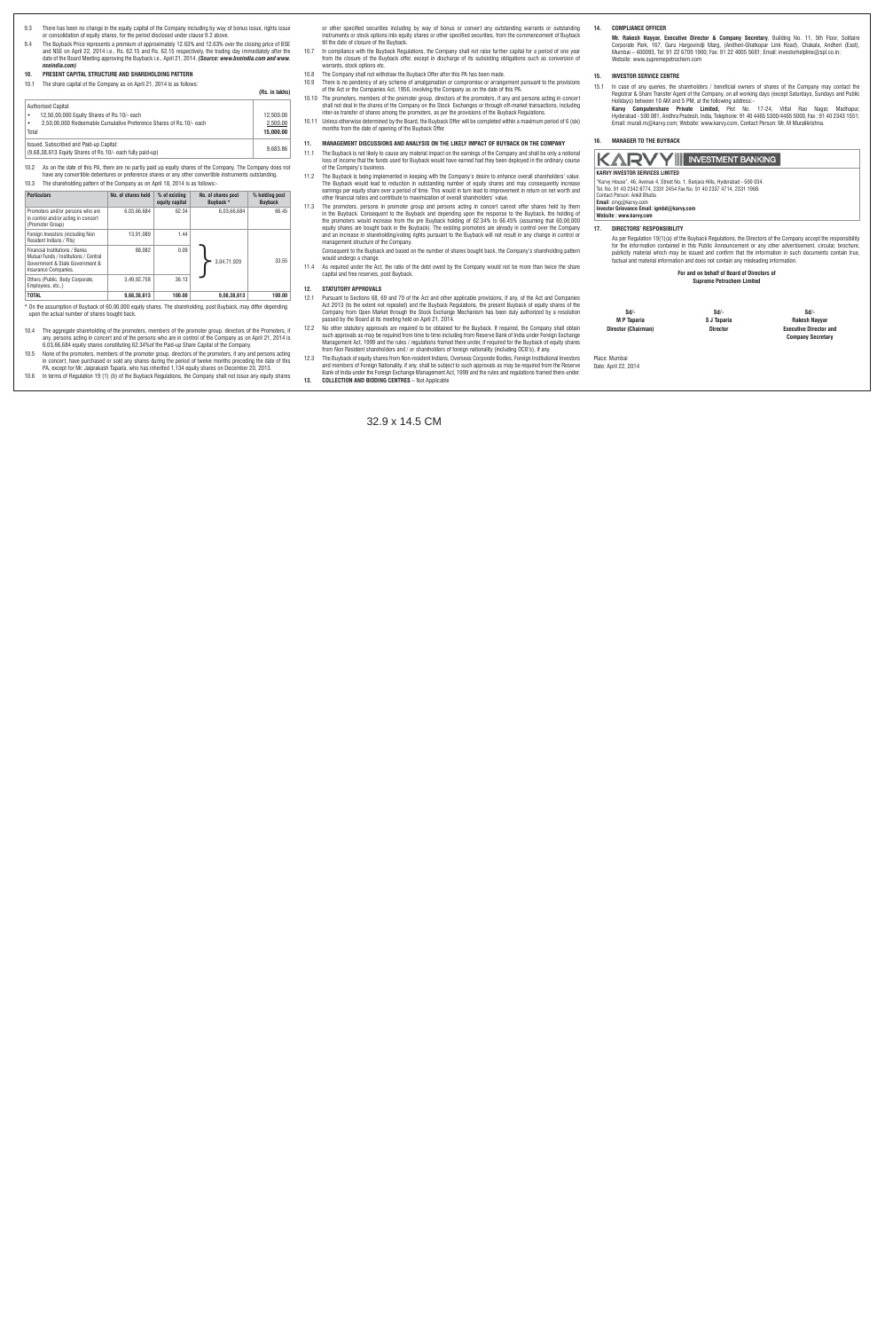9.3 There has been no change in the equity capital of the Company including by way of bonus issue, rights issue or consolidation of equity shares, for the period disclosed under clause 9.2 above.

9.4 The Buyback Price represents a premium of approximately 12.63% and 12.63% over the closing price of BSE and NSE on April 22, 2014 i.e., Rs. 62.15 and Rs. 62.15 respectively, the trading day immediately after the date of the Board Meeting approving the Buyback i.e., April 21, 2014. ***(Source: www.bseindia.com and www.nseindia.com)***

## 10. PRESENT CAPITAL STRUCTURE AND SHAREHOLDING PATTERN

10.1 The share capital of the Company as on April 21, 2014 is as follows:

(Rs. in lakhs)

| | |
|---|---|
| Authorised Capital: | |
| • 12,50,00,000 Equity Shares of Rs.10/- each | 12,500.00 |
| • 2,50,00,000 Redeemable Cumulative Preference Shares of Rs.10/- each | 2,500.00 |
| Total | 15,000.00 |
| Issued, Subscribed and Paid-up Capital: (9,68,38,613 Equity Shares of Rs.10/- each fully paid-up) | 9,683.86 |

10.2 As on the date of this PA, there are no partly paid up equity shares of the Company. The Company does not have any convertible debentures or preference shares or any other convertible instruments outstanding.

10.3 The shareholding pattern of the Company as on April 18, 2014 is as follows:-

| Particulars | No. of shares held | % of existing equity capital | No. of shares post Buyback * | % holding post Buyback |
|---|---|---|---|---|
| Promoters and/or persons who are in control and/or acting in concert (Promoter Group) | 6,03,66,684 | 62.34 | 6,03,66,684 | 66.45 |
| Foreign Investors (including Non Resident Indians / FIIs) | 13,91,089 | 1.44 | 3,04,71,929 | 33.55 |
| Financial Institutions / Banks Mutual Funds / Institutions / Central Government & State Government & Insurance Companies. | 88,082 | 0.09 | | |
| Others (Public, Body Corporate, Employees, etc.,) | 3,49,92,758 | 36.13 | | |
| **TOTAL** | **9,68,38,613** | **100.00** | **9,08,38,613** | **100.00** |

\* On the assumption of Buyback of 60,00,000 equity shares. The shareholding, post Buyback, may differ depending upon the actual number of shares bought back.

10.4 The aggregate shareholding of the promoters, members of the promoter group, directors of the Promoters, if any, persons acting in concert and of the persons who are in control of the Company as on April 21, 2014 is 6,03,66,684 equity shares constituting 62.34%of the Paid-up Share Capital of the Company.

10.5 None of the promoters, members of the promoter group, directors of the promoters, if any and persons acting in concert, have purchased or sold any shares during the period of twelve months preceding the date of this PA, except for Mr. Jaiprakash Taparia, who has inherited 1,134 equity shares on December 20, 2013.

10.6 In terms of Regulation 19 (1) (b) of the Buyback Regulations, the Company shall not issue any equity shares or other specified securities including by way of bonus or convert any outstanding warrants or outstanding instruments or stock options into equity shares or other specified securities, from the commencement of Buyback till the date of closure of the Buyback.

10.7 In compliance with the Buyback Regulations, the Company shall not raise further capital for a period of one year from the closure of the Buyback offer, except in discharge of its subsisting obligations such as conversion of warrants, stock options etc.

10.8 The Company shall not withdraw the Buyback Offer after this PA has been made.

10.9 There is no pendency of any scheme of amalgamation or compromise or arrangement pursuant to the provisions of the Act or the Companies Act, 1956, involving the Company as on the date of this PA.

10.10 The promoters, members of the promoter group, directors of the promoters, if any and persons acting in concert shall not deal in the shares of the Company on the Stock Exchanges or through off-market transactions, including inter-se transfer of shares among the promoters, as per the provisions of the Buyback Regulations.

10.11 Unless otherwise determined by the Board, the Buyback Offer will be completed within a maximum period of 6 (six) months from the date of opening of the Buyback Offer.

## 11. MANAGEMENT DISCUSSIONS AND ANALYSIS ON THE LIKELY IMPACT OF BUYBACK ON THE COMPANY

11.1 The Buyback is not likely to cause any material impact on the earnings of the Company and shall be only a notional loss of income that the funds used for Buyback would have earned had they been deployed in the ordinary course of the Company's business.

11.2 The Buyback is being implemented in keeping with the Company's desire to enhance overall shareholders' value. The Buyback would lead to reduction in outstanding number of equity shares and may consequently increase earnings per equity share over a period of time. This would in turn lead to improvement in return on net worth and other financial ratios and contribute to maximization of overall shareholders' value.

11.3 The promoters, persons in promoter group and persons acting in concert cannot offer shares held by them in the Buyback. Consequent to the Buyback and depending upon the response to the Buyback, the holding of the promoters would increase from the pre Buyback holding of 62.34% to 66.45% (assuming that 60,00,000 equity shares are bought back in the Buyback). The existing promoters are already in control over the Company and an increase in shareholding/voting rights pursuant to the Buyback will not result in any change in control or management structure of the Company.

Consequent to the Buyback and based on the number of shares bought back, the Company's shareholding pattern would undergo a change.

11.4 As required under the Act, the ratio of the debt owed by the Company would not be more than twice the share capital and free reserves, post Buyback.

## 12. STATUTORY APPROVALS

12.1 Pursuant to Sections 68, 69 and 70 of the Act and other applicable provisions, if any, of the Act and Companies Act 2013 (to the extent not repealed) and the Buyback Regulations, the present Buyback of equity shares of the Company from Open Market through the Stock Exchange Mechanism has been duly authorized by a resolution passed by the Board at its meeting held on April 21, 2014.

12.2 No other statutory approvals are required to be obtained for the Buyback. If required, the Company shall obtain such approvals as may be required from time to time including from Reserve Bank of India under Foreign Exchange Management Act, 1999 and the rules / regulations framed there under, if required for the Buyback of equity shares from Non Resident shareholders and / or shareholders of foreign nationality (including OCB's), if any.

12.3 The Buyback of equity shares from Non-resident Indians, Overseas Corporate Bodies, Foreign Institutional Investors and members of Foreign Nationality, if any, shall be subject to such approvals as may be required from the Reserve Bank of India under the Foreign Exchange Management Act, 1999 and the rules and regulations framed there-under.

## 13. COLLECTION AND BIDDING CENTRES – Not Applicable

## 14. COMPLIANCE OFFICER

**Mr. Rakesh Nayyar, Executive Director & Company Secretary**, Building No. 11, 5th Floor, Solitaire Corporate Park, 167, Guru Hargovindji Marg, (Andheri-Ghatkopar Link Road), Chakala, Andheri (East), Mumbai – 400093, Tel: 91 22 6709 1900; Fax: 91 22 4005 5681; Email: investorhelpline@spl.co.in; Website: www.supremepetrochem.com

## 15. INVESTOR SERVICE CENTRE

15.1 In case of any queries, the shareholders / beneficial owners of shares of the Company may contact the Registrar & Share Transfer Agent of the Company, on all working days (except Saturdays, Sundays and Public Holidays) between 10 AM and 5 PM, at the following address:-

**Karvy Computershare Private Limited,** Plot No. 17-24, Vittal Rao Nagar, Madhapur, Hyderabad - 500 081, Andhra Pradesh, India, Telephone: 91 40 4465 5300/4465 5000, Fax : 91 40 2343 1551; Email: murali.m@karvy.com; Website: www.karvy.com, Contact Person: Mr. M Muralikrishna.

## 16. MANAGER TO THE BUYBACK

KARVY INVESTMENT BANKING

**KARVY INVESTOR SERVICES LIMITED**
"Karvy House", 46, Avenue 4, Street No. 1, Banjara Hills, Hyderabad - 500 034.
Tel. No. 91 40 2342 8774, 2331 2454 Fax No. 91 40 2337 4714, 2331 1968.
Contact Person: Ankit Bhatia
**Email** : cmg@karvy.com
**Investor Grievance Email: igmbd@karvy.com**
**Website : www.karvy.com**

## 17. DIRECTORS' RESPONSIBILITY

As per Regulation 19(1)(a) of the Buyback Regulations, the Directors of the Company accept the responsibility for the information contained in this Public Announcement or any other advertisement, circular, brochure, publicity material which may be issued and confirm that the information in such documents contain true, factual and material information and does not contain any misleading information.

**For and on behalf of Board of Directors of Supreme Petrochem Limited**

| Sd/- | Sd/- | Sd/- |
|---|---|---|
| **M P Taparia** | **S J Taparia** | **Rakesh Nayyar** |
| **Director (Chairman)** | **Director** | **Executive Director and Company Secretary** |

Place: Mumbai
Date: April 22, 2014

32.9 x 14.5 CM